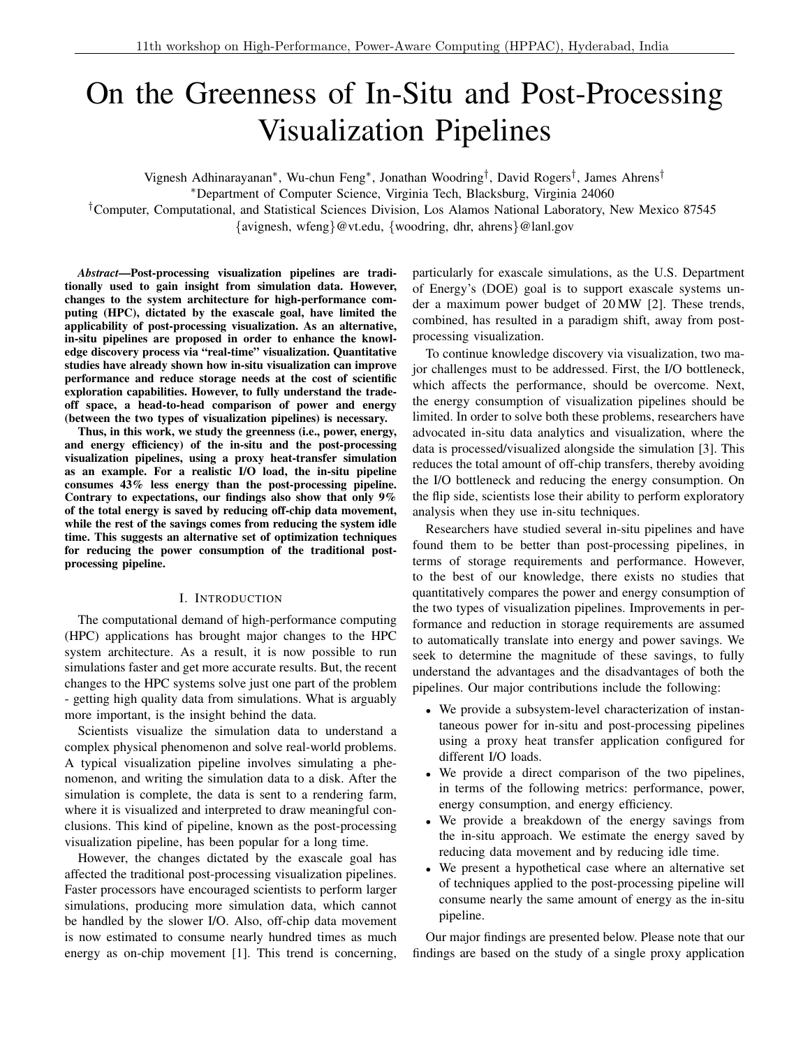# On the Greenness of In-Situ and Post-Processing Visualization Pipelines

Vignesh Adhinarayanan*, Wu-chun Feng*, Jonathan Woodring†, David Rogers†, James Ahrens†

*Department of Computer Science, Virginia Tech, Blacksburg, Virginia 24060

†Computer, Computational, and Statistical Sciences Division, Los Alamos National Laboratory, New Mexico 87545

{avignesh, wfeng}@vt.edu, {woodring, dhr, ahrens}@lanl.gov

***Abstract*—Post-processing visualization pipelines are traditionally used to gain insight from simulation data. However, changes to the system architecture for high-performance computing (HPC), dictated by the exascale goal, have limited the applicability of post-processing visualization. As an alternative, in-situ pipelines are proposed in order to enhance the knowledge discovery process via "real-time" visualization. Quantitative studies have already shown how in-situ visualization can improve performance and reduce storage needs at the cost of scientific exploration capabilities. However, to fully understand the trade-off space, a head-to-head comparison of power and energy (between the two types of visualization pipelines) is necessary.**

**Thus, in this work, we study the greenness (i.e., power, energy, and energy efficiency) of the in-situ and the post-processing visualization pipelines, using a proxy heat-transfer simulation as an example. For a realistic I/O load, the in-situ pipeline consumes 43% less energy than the post-processing pipeline. Contrary to expectations, our findings also show that only 9% of the total energy is saved by reducing off-chip data movement, while the rest of the savings comes from reducing the system idle time. This suggests an alternative set of optimization techniques for reducing the power consumption of the traditional post-processing pipeline.**

## I. Introduction

The computational demand of high-performance computing (HPC) applications has brought major changes to the HPC system architecture. As a result, it is now possible to run simulations faster and get more accurate results. But, the recent changes to the HPC systems solve just one part of the problem - getting high quality data from simulations. What is arguably more important, is the insight behind the data.

Scientists visualize the simulation data to understand a complex physical phenomenon and solve real-world problems. A typical visualization pipeline involves simulating a phenomenon, and writing the simulation data to a disk. After the simulation is complete, the data is sent to a rendering farm, where it is visualized and interpreted to draw meaningful conclusions. This kind of pipeline, known as the post-processing visualization pipeline, has been popular for a long time.

However, the changes dictated by the exascale goal has affected the traditional post-processing visualization pipelines. Faster processors have encouraged scientists to perform larger simulations, producing more simulation data, which cannot be handled by the slower I/O. Also, off-chip data movement is now estimated to consume nearly hundred times as much energy as on-chip movement [1]. This trend is concerning, particularly for exascale simulations, as the U.S. Department of Energy's (DOE) goal is to support exascale systems under a maximum power budget of 20 MW [2]. These trends, combined, has resulted in a paradigm shift, away from post-processing visualization.

To continue knowledge discovery via visualization, two major challenges must to be addressed. First, the I/O bottleneck, which affects the performance, should be overcome. Next, the energy consumption of visualization pipelines should be limited. In order to solve both these problems, researchers have advocated in-situ data analytics and visualization, where the data is processed/visualized alongside the simulation [3]. This reduces the total amount of off-chip transfers, thereby avoiding the I/O bottleneck and reducing the energy consumption. On the flip side, scientists lose their ability to perform exploratory analysis when they use in-situ techniques.

Researchers have studied several in-situ pipelines and have found them to be better than post-processing pipelines, in terms of storage requirements and performance. However, to the best of our knowledge, there exists no studies that quantitatively compares the power and energy consumption of the two types of visualization pipelines. Improvements in performance and reduction in storage requirements are assumed to automatically translate into energy and power savings. We seek to determine the magnitude of these savings, to fully understand the advantages and the disadvantages of both the pipelines. Our major contributions include the following:

- We provide a subsystem-level characterization of instantaneous power for in-situ and post-processing pipelines using a proxy heat transfer application configured for different I/O loads.
- We provide a direct comparison of the two pipelines, in terms of the following metrics: performance, power, energy consumption, and energy efficiency.
- We provide a breakdown of the energy savings from the in-situ approach. We estimate the energy saved by reducing data movement and by reducing idle time.
- We present a hypothetical case where an alternative set of techniques applied to the post-processing pipeline will consume nearly the same amount of energy as the in-situ pipeline.

Our major findings are presented below. Please note that our findings are based on the study of a single proxy application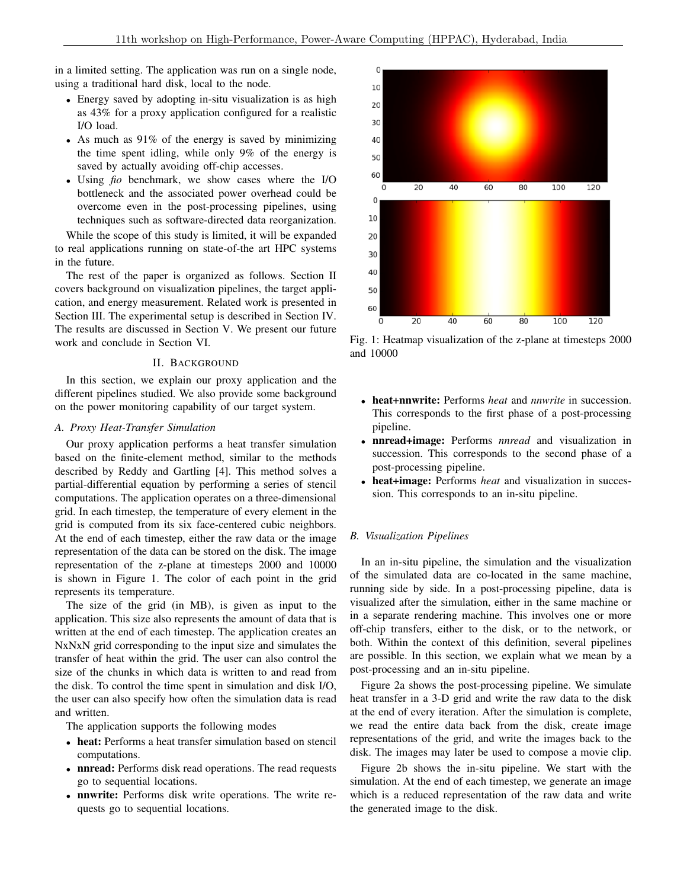in a limited setting. The application was run on a single node, using a traditional hard disk, local to the node.

- Energy saved by adopting in-situ visualization is as high as 43% for a proxy application configured for a realistic I/O load.
- As much as 91% of the energy is saved by minimizing the time spent idling, while only 9% of the energy is saved by actually avoiding off-chip accesses.
- Using *fio* benchmark, we show cases where the I/O bottleneck and the associated power overhead could be overcome even in the post-processing pipelines, using techniques such as software-directed data reorganization.

While the scope of this study is limited, it will be expanded to real applications running on state-of-the art HPC systems in the future.

The rest of the paper is organized as follows. Section II covers background on visualization pipelines, the target application, and energy measurement. Related work is presented in Section III. The experimental setup is described in Section IV. The results are discussed in Section V. We present our future work and conclude in Section VI.

## II. Background

In this section, we explain our proxy application and the different pipelines studied. We also provide some background on the power monitoring capability of our target system.

### A. Proxy Heat-Transfer Simulation

Our proxy application performs a heat transfer simulation based on the finite-element method, similar to the methods described by Reddy and Gartling [4]. This method solves a partial-differential equation by performing a series of stencil computations. The application operates on a three-dimensional grid. In each timestep, the temperature of every element in the grid is computed from its six face-centered cubic neighbors. At the end of each timestep, either the raw data or the image representation of the data can be stored on the disk. The image representation of the z-plane at timesteps 2000 and 10000 is shown in Figure 1. The color of each point in the grid represents its temperature.

The size of the grid (in MB), is given as input to the application. This size also represents the amount of data that is written at the end of each timestep. The application creates an NxNxN grid corresponding to the input size and simulates the transfer of heat within the grid. The user can also control the size of the chunks in which data is written to and read from the disk. To control the time spent in simulation and disk I/O, the user can also specify how often the simulation data is read and written.

The application supports the following modes

- **heat:** Performs a heat transfer simulation based on stencil computations.
- **nnread:** Performs disk read operations. The read requests go to sequential locations.
- **nnwrite:** Performs disk write operations. The write requests go to sequential locations.
- **heat+nnwrite:** Performs *heat* and *nnwrite* in succession. This corresponds to the first phase of a post-processing pipeline.
- **nnread+image:** Performs *nnread* and visualization in succession. This corresponds to the second phase of a post-processing pipeline.
- **heat+image:** Performs *heat* and visualization in succession. This corresponds to an in-situ pipeline.

0 10 20 30 40 50 60
0 20 40 60 80 100 120

0 10 20 30 40 50 60
0 20 40 60 80 100 120

Fig. 1: Heatmap visualization of the z-plane at timesteps 2000 and 10000

### B. Visualization Pipelines

In an in-situ pipeline, the simulation and the visualization of the simulated data are co-located in the same machine, running side by side. In a post-processing pipeline, data is visualized after the simulation, either in the same machine or in a separate rendering machine. This involves one or more off-chip transfers, either to the disk, or to the network, or both. Within the context of this definition, several pipelines are possible. In this section, we explain what we mean by a post-processing and an in-situ pipeline.

Figure 2a shows the post-processing pipeline. We simulate heat transfer in a 3-D grid and write the raw data to the disk at the end of every iteration. After the simulation is complete, we read the entire data back from the disk, create image representations of the grid, and write the images back to the disk. The images may later be used to compose a movie clip.

Figure 2b shows the in-situ pipeline. We start with the simulation. At the end of each timestep, we generate an image which is a reduced representation of the raw data and write the generated image to the disk.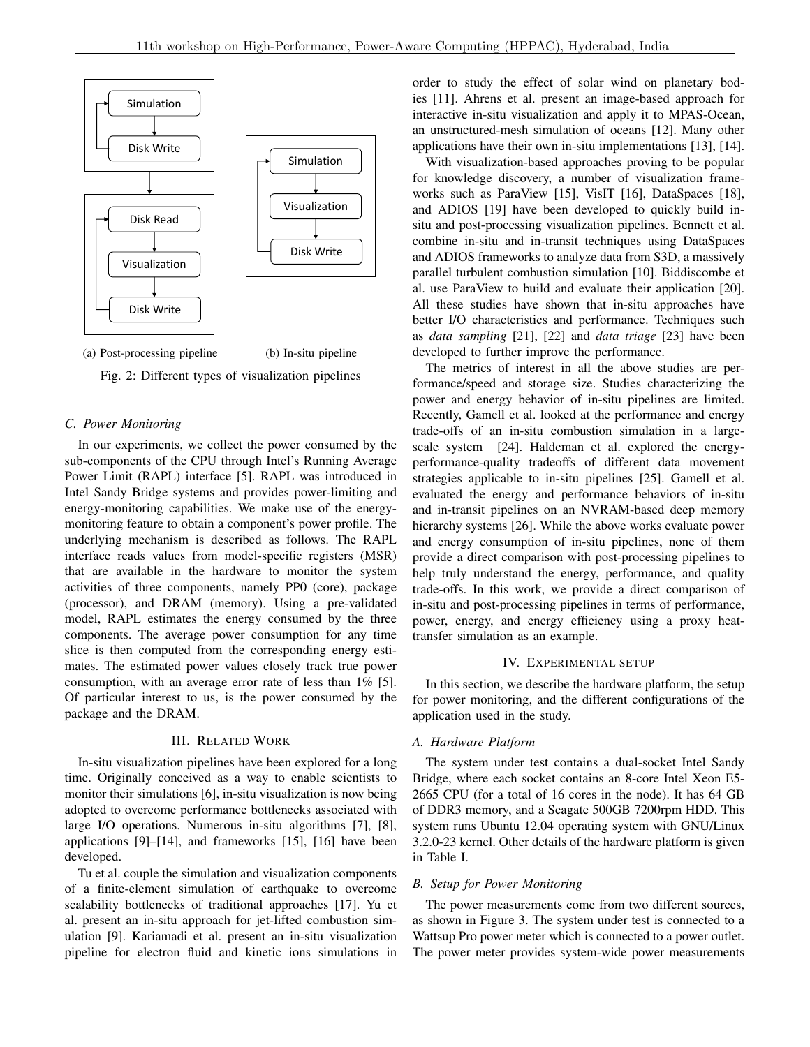Simulation

Disk Write

Disk Read

Visualization

Disk Write

Simulation

Visualization

Disk Write

(a) Post-processing pipeline

(b) In-situ pipeline

Fig. 2: Different types of visualization pipelines

### C. Power Monitoring

In our experiments, we collect the power consumed by the sub-components of the CPU through Intel's Running Average Power Limit (RAPL) interface [5]. RAPL was introduced in Intel Sandy Bridge systems and provides power-limiting and energy-monitoring capabilities. We make use of the energy-monitoring feature to obtain a component's power profile. The underlying mechanism is described as follows. The RAPL interface reads values from model-specific registers (MSR) that are available in the hardware to monitor the system activities of three components, namely PP0 (core), package (processor), and DRAM (memory). Using a pre-validated model, RAPL estimates the energy consumed by the three components. The average power consumption for any time slice is then computed from the corresponding energy estimates. The estimated power values closely track true power consumption, with an average error rate of less than 1% [5]. Of particular interest to us, is the power consumed by the package and the DRAM.

## III. Related Work

In-situ visualization pipelines have been explored for a long time. Originally conceived as a way to enable scientists to monitor their simulations [6], in-situ visualization is now being adopted to overcome performance bottlenecks associated with large I/O operations. Numerous in-situ algorithms [7], [8], applications [9]–[14], and frameworks [15], [16] have been developed.

Tu et al. couple the simulation and visualization components of a finite-element simulation of earthquake to overcome scalability bottlenecks of traditional approaches [17]. Yu et al. present an in-situ approach for jet-lifted combustion simulation [9]. Kariamadi et al. present an in-situ visualization pipeline for electron fluid and kinetic ions simulations in order to study the effect of solar wind on planetary bodies [11]. Ahrens et al. present an image-based approach for interactive in-situ visualization and apply it to MPAS-Ocean, an unstructured-mesh simulation of oceans [12]. Many other applications have their own in-situ implementations [13], [14].

With visualization-based approaches proving to be popular for knowledge discovery, a number of visualization frameworks such as ParaView [15], VisIT [16], DataSpaces [18], and ADIOS [19] have been developed to quickly build in-situ and post-processing visualization pipelines. Bennett et al. combine in-situ and in-transit techniques using DataSpaces and ADIOS frameworks to analyze data from S3D, a massively parallel turbulent combustion simulation [10]. Biddiscombe et al. use ParaView to build and evaluate their application [20]. All these studies have shown that in-situ approaches have better I/O characteristics and performance. Techniques such as *data sampling* [21], [22] and *data triage* [23] have been developed to further improve the performance.

The metrics of interest in all the above studies are performance/speed and storage size. Studies characterizing the power and energy behavior of in-situ pipelines are limited. Recently, Gamell et al. looked at the performance and energy trade-offs of an in-situ combustion simulation in a large-scale system [24]. Haldeman et al. explored the energy-performance-quality tradeoffs of different data movement strategies applicable to in-situ pipelines [25]. Gamell et al. evaluated the energy and performance behaviors of in-situ and in-transit pipelines on an NVRAM-based deep memory hierarchy systems [26]. While the above works evaluate power and energy consumption of in-situ pipelines, none of them provide a direct comparison with post-processing pipelines to help truly understand the energy, performance, and quality trade-offs. In this work, we provide a direct comparison of in-situ and post-processing pipelines in terms of performance, power, energy, and energy efficiency using a proxy heat-transfer simulation as an example.

## IV. Experimental setup

In this section, we describe the hardware platform, the setup for power monitoring, and the different configurations of the application used in the study.

### A. Hardware Platform

The system under test contains a dual-socket Intel Sandy Bridge, where each socket contains an 8-core Intel Xeon E5-2665 CPU (for a total of 16 cores in the node). It has 64 GB of DDR3 memory, and a Seagate 500GB 7200rpm HDD. This system runs Ubuntu 12.04 operating system with GNU/Linux 3.2.0-23 kernel. Other details of the hardware platform is given in Table I.

### B. Setup for Power Monitoring

The power measurements come from two different sources, as shown in Figure 3. The system under test is connected to a Wattsup Pro power meter which is connected to a power outlet. The power meter provides system-wide power measurements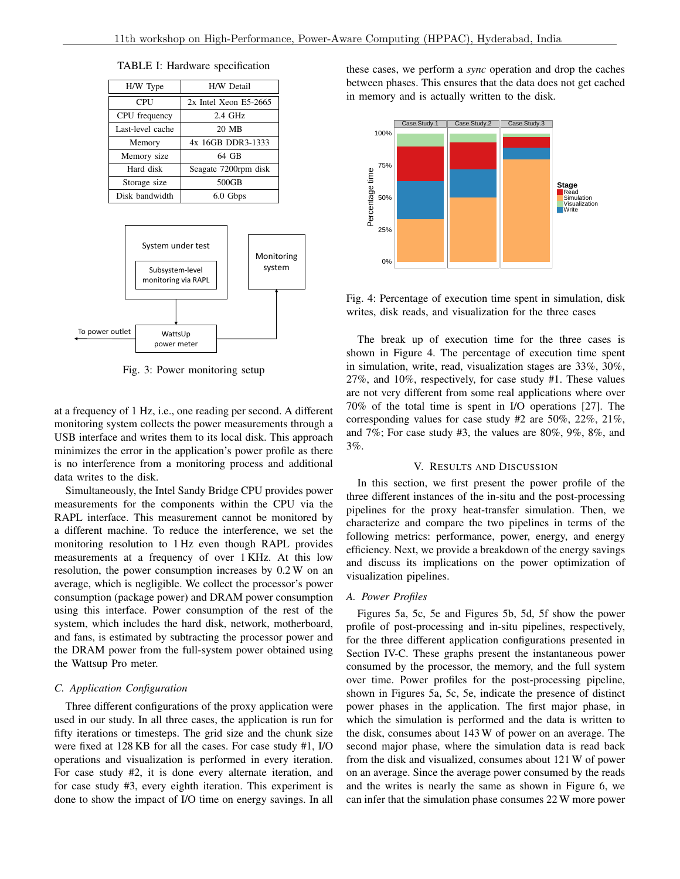TABLE I: Hardware specification

| H/W Type | H/W Detail |
| --- | --- |
| CPU | 2x Intel Xeon E5-2665 |
| CPU frequency | 2.4 GHz |
| Last-level cache | 20 MB |
| Memory | 4x 16GB DDR3-1333 |
| Memory size | 64 GB |
| Hard disk | Seagate 7200rpm disk |
| Storage size | 500GB |
| Disk bandwidth | 6.0 Gbps |

System under test
Subsystem-level monitoring via RAPL
Monitoring system
To power outlet
WattsUp power meter

Fig. 3: Power monitoring setup

at a frequency of 1 Hz, i.e., one reading per second. A different monitoring system collects the power measurements through a USB interface and writes them to its local disk. This approach minimizes the error in the application's power profile as there is no interference from a monitoring process and additional data writes to the disk.

Simultaneously, the Intel Sandy Bridge CPU provides power measurements for the components within the CPU via the RAPL interface. This measurement cannot be monitored by a different machine. To reduce the interference, we set the monitoring resolution to 1 Hz even though RAPL provides measurements at a frequency of over 1 KHz. At this low resolution, the power consumption increases by 0.2 W on an average, which is negligible. We collect the processor's power consumption (package power) and DRAM power consumption using this interface. Power consumption of the rest of the system, which includes the hard disk, network, motherboard, and fans, is estimated by subtracting the processor power and the DRAM power from the full-system power obtained using the Wattsup Pro meter.

### C. Application Configuration

Three different configurations of the proxy application were used in our study. In all three cases, the application is run for fifty iterations or timesteps. The grid size and the chunk size were fixed at 128 KB for all the cases. For case study #1, I/O operations and visualization is performed in every iteration. For case study #2, it is done every alternate iteration, and for case study #3, every eighth iteration. This experiment is done to show the impact of I/O time on energy savings. In all these cases, we perform a *sync* operation and drop the caches between phases. This ensures that the data does not get cached in memory and is actually written to the disk.

Case.Study.1
Case.Study.2
Case.Study.3
Percentage time
100%
75%
50%
25%
0%
Stage
Read
Simulation
Visualization
Write

Fig. 4: Percentage of execution time spent in simulation, disk writes, disk reads, and visualization for the three cases

The break up of execution time for the three cases is shown in Figure 4. The percentage of execution time spent in simulation, write, read, visualization stages are 33%, 30%, 27%, and 10%, respectively, for case study #1. These values are not very different from some real applications where over 70% of the total time is spent in I/O operations [27]. The corresponding values for case study #2 are 50%, 22%, 21%, and 7%; For case study #3, the values are 80%, 9%, 8%, and 3%.

## V. Results and Discussion

In this section, we first present the power profile of the three different instances of the in-situ and the post-processing pipelines for the proxy heat-transfer simulation. Then, we characterize and compare the two pipelines in terms of the following metrics: performance, power, energy, and energy efficiency. Next, we provide a breakdown of the energy savings and discuss its implications on the power optimization of visualization pipelines.

### A. Power Profiles

Figures 5a, 5c, 5e and Figures 5b, 5d, 5f show the power profile of post-processing and in-situ pipelines, respectively, for the three different application configurations presented in Section IV-C. These graphs present the instantaneous power consumed by the processor, the memory, and the full system over time. Power profiles for the post-processing pipeline, shown in Figures 5a, 5c, 5e, indicate the presence of distinct power phases in the application. The first major phase, in which the simulation is performed and the data is written to the disk, consumes about 143 W of power on an average. The second major phase, where the simulation data is read back from the disk and visualized, consumes about 121 W of power on an average. Since the average power consumed by the reads and the writes is nearly the same as shown in Figure 6, we can infer that the simulation phase consumes 22 W more power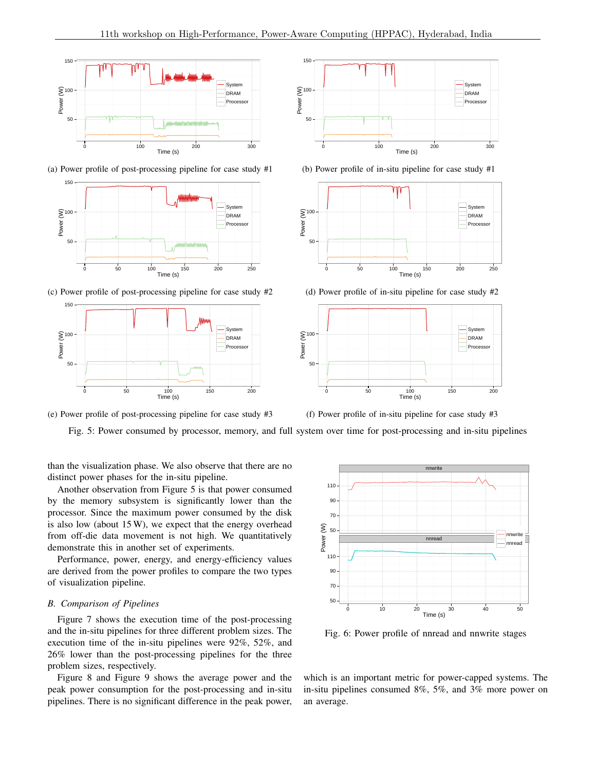(a) Power profile of post-processing pipeline for case study #1

(b) Power profile of in-situ pipeline for case study #1

(c) Power profile of post-processing pipeline for case study #2

(d) Power profile of in-situ pipeline for case study #2

(e) Power profile of post-processing pipeline for case study #3

(f) Power profile of in-situ pipeline for case study #3

Fig. 5: Power consumed by processor, memory, and full system over time for post-processing and in-situ pipelines

than the visualization phase. We also observe that there are no distinct power phases for the in-situ pipeline.

Another observation from Figure 5 is that power consumed by the memory subsystem is significantly lower than the processor. Since the maximum power consumed by the disk is also low (about 15 W), we expect that the energy overhead from off-die data movement is not high. We quantitatively demonstrate this in another set of experiments.

Performance, power, energy, and energy-efficiency values are derived from the power profiles to compare the two types of visualization pipeline.

### B. Comparison of Pipelines

Figure 7 shows the execution time of the post-processing and the in-situ pipelines for three different problem sizes. The execution time of the in-situ pipelines were 92%, 52%, and 26% lower than the post-processing pipelines for the three problem sizes, respectively.

Figure 8 and Figure 9 shows the average power and the peak power consumption for the post-processing and in-situ pipelines. There is no significant difference in the peak power, which is an important metric for power-capped systems. The in-situ pipelines consumed 8%, 5%, and 3% more power on an average.

Fig. 6: Power profile of nnread and nnwrite stages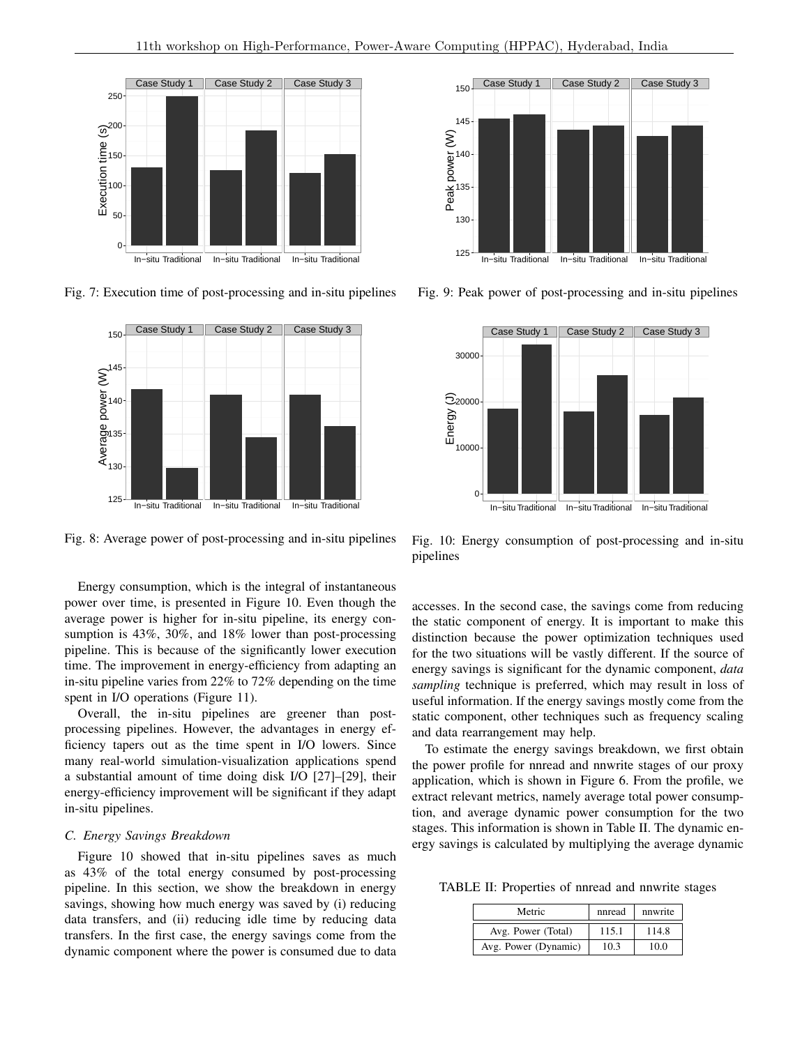Case Study 1
Case Study 2
Case Study 3

Execution time (s)

0
50
100
150
200
250

In−situ Traditional
In−situ Traditional
In−situ Traditional

Fig. 7: Execution time of post-processing and in-situ pipelines

Case Study 1
Case Study 2
Case Study 3

Average power (W)

125
130
135
140
145
150

In−situ Traditional
In−situ Traditional
In−situ Traditional

Fig. 8: Average power of post-processing and in-situ pipelines

Case Study 1
Case Study 2
Case Study 3

Peak power (W)

125
130
135
140
145
150

In−situ Traditional
In−situ Traditional
In−situ Traditional

Fig. 9: Peak power of post-processing and in-situ pipelines

Case Study 1
Case Study 2
Case Study 3

Energy (J)

0
10000
20000
30000

In−situ Traditional
In−situ Traditional
In−situ Traditional

Fig. 10: Energy consumption of post-processing and in-situ pipelines

Energy consumption, which is the integral of instantaneous power over time, is presented in Figure 10. Even though the average power is higher for in-situ pipeline, its energy consumption is 43%, 30%, and 18% lower than post-processing pipeline. This is because of the significantly lower execution time. The improvement in energy-efficiency from adapting an in-situ pipeline varies from 22% to 72% depending on the time spent in I/O operations (Figure 11).

Overall, the in-situ pipelines are greener than post-processing pipelines. However, the advantages in energy efficiency tapers out as the time spent in I/O lowers. Since many real-world simulation-visualization applications spend a substantial amount of time doing disk I/O [27]–[29], their energy-efficiency improvement will be significant if they adapt in-situ pipelines.

### C. Energy Savings Breakdown

Figure 10 showed that in-situ pipelines saves as much as 43% of the total energy consumed by post-processing pipeline. In this section, we show the breakdown in energy savings, showing how much energy was saved by (i) reducing data transfers, and (ii) reducing idle time by reducing data transfers. In the first case, the energy savings come from the dynamic component where the power is consumed due to data accesses. In the second case, the savings come from reducing the static component of energy. It is important to make this distinction because the power optimization techniques used for the two situations will be vastly different. If the source of energy savings is significant for the dynamic component, *data sampling* technique is preferred, which may result in loss of useful information. If the energy savings mostly come from the static component, other techniques such as frequency scaling and data rearrangement may help.

To estimate the energy savings breakdown, we first obtain the power profile for nnread and nnwrite stages of our proxy application, which is shown in Figure 6. From the profile, we extract relevant metrics, namely average total power consumption, and average dynamic power consumption for the two stages. This information is shown in Table II. The dynamic energy savings is calculated by multiplying the average dynamic

TABLE II: Properties of nnread and nnwrite stages

| Metric | nnread | nnwrite |
|---|---|---|
| Avg. Power (Total) | 115.1 | 114.8 |
| Avg. Power (Dynamic) | 10.3 | 10.0 |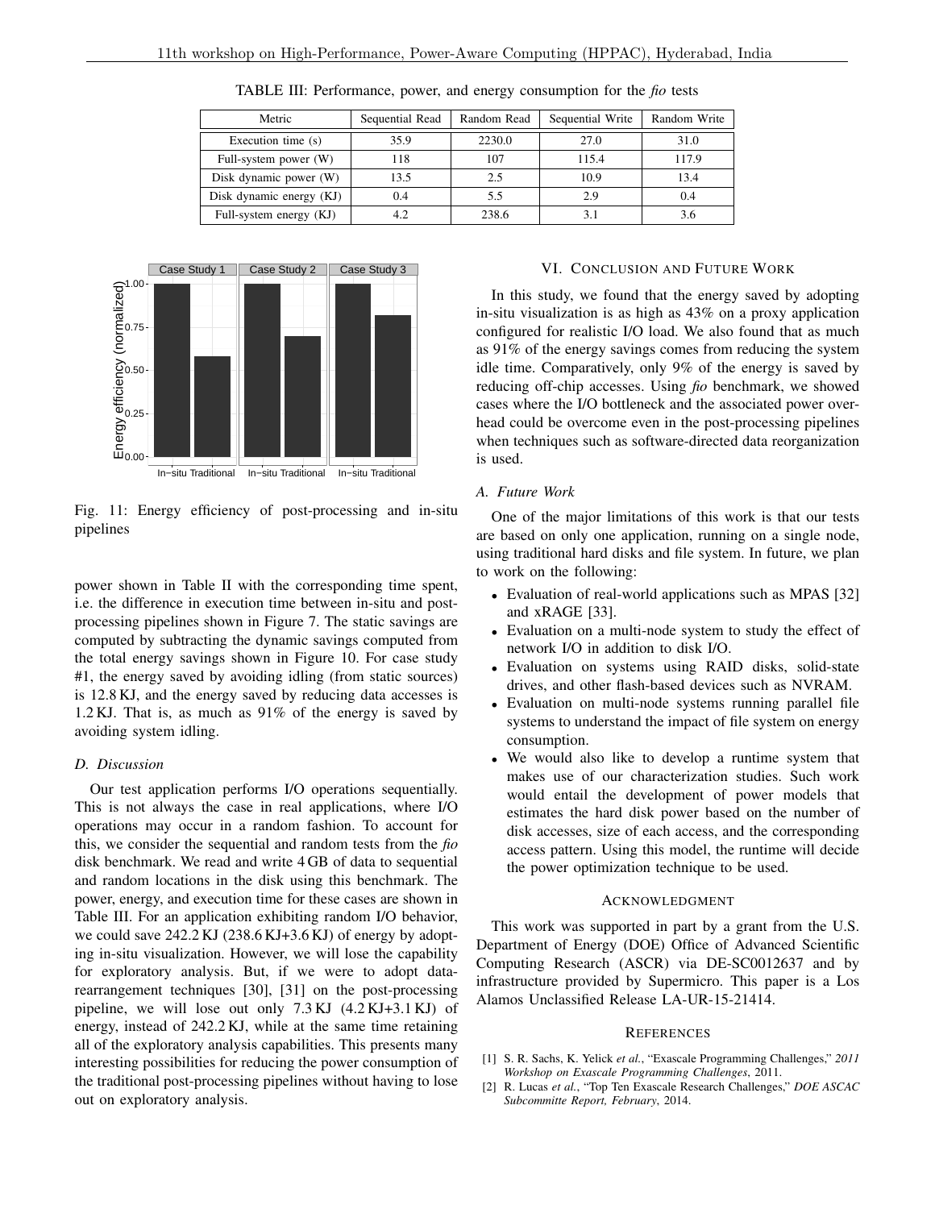TABLE III: Performance, power, and energy consumption for the *fio* tests

| Metric | Sequential Read | Random Read | Sequential Write | Random Write |
|---|---|---|---|---|
| Execution time (s) | 35.9 | 2230.0 | 27.0 | 31.0 |
| Full-system power (W) | 118 | 107 | 115.4 | 117.9 |
| Disk dynamic power (W) | 13.5 | 2.5 | 10.9 | 13.4 |
| Disk dynamic energy (KJ) | 0.4 | 5.5 | 2.9 | 0.4 |
| Full-system energy (KJ) | 4.2 | 238.6 | 3.1 | 3.6 |

Case Study 1
Case Study 2
Case Study 3
Energy efficiency (normalized)
1.00
0.75
0.50
0.25
0.00
In−situ Traditional
In−situ Traditional
In−situ Traditional

Fig. 11: Energy efficiency of post-processing and in-situ pipelines

power shown in Table II with the corresponding time spent, i.e. the difference in execution time between in-situ and post-processing pipelines shown in Figure 7. The static savings are computed by subtracting the dynamic savings computed from the total energy savings shown in Figure 10. For case study #1, the energy saved by avoiding idling (from static sources) is 12.8 KJ, and the energy saved by reducing data accesses is 1.2 KJ. That is, as much as 91% of the energy is saved by avoiding system idling.

### *D. Discussion*

Our test application performs I/O operations sequentially. This is not always the case in real applications, where I/O operations may occur in a random fashion. To account for this, we consider the sequential and random tests from the *fio* disk benchmark. We read and write 4 GB of data to sequential and random locations in the disk using this benchmark. The power, energy, and execution time for these cases are shown in Table III. For an application exhibiting random I/O behavior, we could save 242.2 KJ (238.6 KJ+3.6 KJ) of energy by adopting in-situ visualization. However, we will lose the capability for exploratory analysis. But, if we were to adopt data-rearrangement techniques [30], [31] on the post-processing pipeline, we will lose out only 7.3 KJ (4.2 KJ+3.1 KJ) of energy, instead of 242.2 KJ, while at the same time retaining all of the exploratory analysis capabilities. This presents many interesting possibilities for reducing the power consumption of the traditional post-processing pipelines without having to lose out on exploratory analysis.

## VI. Conclusion and Future Work

In this study, we found that the energy saved by adopting in-situ visualization is as high as 43% on a proxy application configured for realistic I/O load. We also found that as much as 91% of the energy savings comes from reducing the system idle time. Comparatively, only 9% of the energy is saved by reducing off-chip accesses. Using *fio* benchmark, we showed cases where the I/O bottleneck and the associated power overhead could be overcome even in the post-processing pipelines when techniques such as software-directed data reorganization is used.

### *A. Future Work*

One of the major limitations of this work is that our tests are based on only one application, running on a single node, using traditional hard disks and file system. In future, we plan to work on the following:

- Evaluation of real-world applications such as MPAS [32] and xRAGE [33].
- Evaluation on a multi-node system to study the effect of network I/O in addition to disk I/O.
- Evaluation on systems using RAID disks, solid-state drives, and other flash-based devices such as NVRAM.
- Evaluation on multi-node systems running parallel file systems to understand the impact of file system on energy consumption.
- We would also like to develop a runtime system that makes use of our characterization studies. Such work would entail the development of power models that estimates the hard disk power based on the number of disk accesses, size of each access, and the corresponding access pattern. Using this model, the runtime will decide the power optimization technique to be used.

## Acknowledgment

This work was supported in part by a grant from the U.S. Department of Energy (DOE) Office of Advanced Scientific Computing Research (ASCR) via DE-SC0012637 and by infrastructure provided by Supermicro. This paper is a Los Alamos Unclassified Release LA-UR-15-21414.

## References

[1] S. R. Sachs, K. Yelick *et al.*, "Exascale Programming Challenges," *2011 Workshop on Exascale Programming Challenges*, 2011.

[2] R. Lucas *et al.*, "Top Ten Exascale Research Challenges," *DOE ASCAC Subcommitte Report, February*, 2014.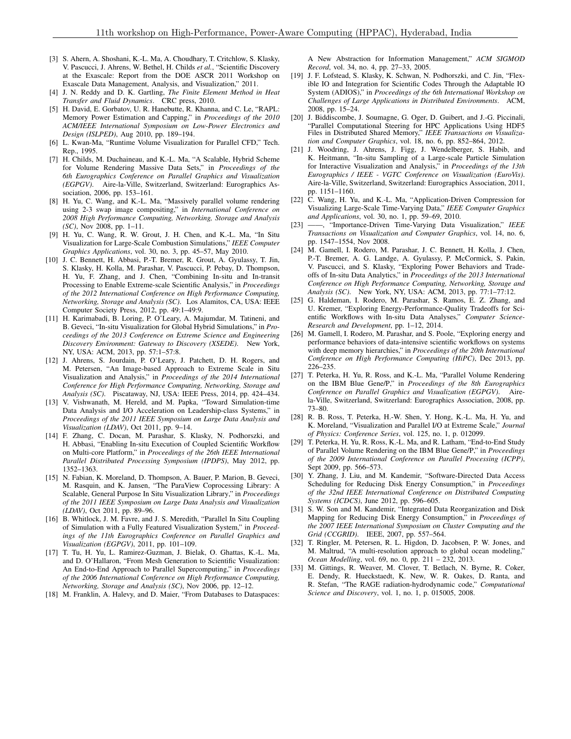[3] S. Ahern, A. Shoshani, K.-L. Ma, A. Choudhary, T. Critchlow, S. Klasky, V. Pascucci, J. Ahrens, W. Bethel, H. Childs *et al.*, "Scientific Discovery at the Exascale: Report from the DOE ASCR 2011 Workshop on Exascale Data Management, Analysis, and Visualization," 2011.

[4] J. N. Reddy and D. K. Gartling, *The Finite Element Method in Heat Transfer and Fluid Dynamics*. CRC press, 2010.

[5] H. David, E. Gorbatov, U. R. Hanebutte, R. Khanna, and C. Le, "RAPL: Memory Power Estimation and Capping," in *Proceedings of the 2010 ACM/IEEE International Symposium on Low-Power Electronics and Design (ISLPED)*, Aug 2010, pp. 189–194.

[6] L. Kwan-Ma, "Runtime Volume Visualization for Parallel CFD," Tech. Rep., 1995.

[7] H. Childs, M. Duchaineau, and K.-L. Ma, "A Scalable, Hybrid Scheme for Volume Rendering Massive Data Sets," in *Proceedings of the 6th Eurographics Conference on Parallel Graphics and Visualization (EGPGV)*. Aire-la-Ville, Switzerland, Switzerland: Eurographics Association, 2006, pp. 153–161.

[8] H. Yu, C. Wang, and K.-L. Ma, "Massively parallel volume rendering using 2-3 swap image compositing," in *International Conference on 2008 High Performance Computing, Networking, Storage and Analysis (SC)*, Nov 2008, pp. 1–11.

[9] H. Yu, C. Wang, R. W. Grout, J. H. Chen, and K.-L. Ma, "In Situ Visualization for Large-Scale Combustion Simulations," *IEEE Computer Graphics Applications*, vol. 30, no. 3, pp. 45–57, May 2010.

[10] J. C. Bennett, H. Abbasi, P.-T. Bremer, R. Grout, A. Gyulassy, T. Jin, S. Klasky, H. Kolla, M. Parashar, V. Pascucci, P. Pebay, D. Thompson, H. Yu, F. Zhang, and J. Chen, "Combining In-situ and In-transit Processing to Enable Extreme-scale Scientific Analysis," in *Proceedings of the 2012 International Conference on High Performance Computing, Networking, Storage and Analysis (SC)*. Los Alamitos, CA, USA: IEEE Computer Society Press, 2012, pp. 49:1–49:9.

[11] H. Karimabadi, B. Loring, P. O'Leary, A. Majumdar, M. Tatineni, and B. Geveci, "In-situ Visualization for Global Hybrid Simulations," in *Proceedings of the 2013 Conference on Extreme Science and Engineering Discovery Environment: Gateway to Discovery (XSEDE)*. New York, NY, USA: ACM, 2013, pp. 57:1–57:8.

[12] J. Ahrens, S. Jourdain, P. O'Leary, J. Patchett, D. H. Rogers, and M. Petersen, "An Image-based Approach to Extreme Scale in Situ Visualization and Analysis," in *Proceedings of the 2014 International Conference for High Performance Computing, Networking, Storage and Analysis (SC)*. Piscataway, NJ, USA: IEEE Press, 2014, pp. 424–434.

[13] V. Vishwanath, M. Hereld, and M. Papka, "Toward Simulation-time Data Analysis and I/O Acceleration on Leadership-class Systems," in *Proceedings of the 2011 IEEE Symposium on Large Data Analysis and Visualization (LDAV)*, Oct 2011, pp. 9–14.

[14] F. Zhang, C. Docan, M. Parashar, S. Klasky, N. Podhorszki, and H. Abbasi, "Enabling In-situ Execution of Coupled Scientific Workflow on Multi-core Platform," in *Proceedings of the 26th IEEE International Parallel Distributed Processing Symposium (IPDPS)*, May 2012, pp. 1352–1363.

[15] N. Fabian, K. Moreland, D. Thompson, A. Bauer, P. Marion, B. Geveci, M. Rasquin, and K. Jansen, "The ParaView Coprocessing Library: A Scalable, General Purpose In Situ Visualization Library," in *Proceedings of the 2011 IEEE Symposium on Large Data Analysis and Visualization (LDAV)*, Oct 2011, pp. 89–96.

[16] B. Whitlock, J. M. Favre, and J. S. Meredith, "Parallel In Situ Coupling of Simulation with a Fully Featured Visualization System," in *Proceedings of the 11th Eurographics Conference on Parallel Graphics and Visualization (EGPGV)*, 2011, pp. 101–109.

[17] T. Tu, H. Yu, L. Ramirez-Guzman, J. Bielak, O. Ghattas, K.-L. Ma, and D. O'Hallaron, "From Mesh Generation to Scientific Visualization: An End-to-End Approach to Parallel Supercomputing," in *Proceedings of the 2006 International Conference on High Performance Computing, Networking, Storage and Analysis (SC)*, Nov 2006, pp. 12–12.

[18] M. Franklin, A. Halevy, and D. Maier, "From Databases to Dataspaces: A New Abstraction for Information Management," *ACM SIGMOD Record*, vol. 34, no. 4, pp. 27–33, 2005.

[19] J. F. Lofstead, S. Klasky, K. Schwan, N. Podhorszki, and C. Jin, "Flexible IO and Integration for Scientific Codes Through the Adaptable IO System (ADIOS)," in *Proceedings of the 6th International Workshop on Challenges of Large Applications in Distributed Environments*. ACM, 2008, pp. 15–24.

[20] J. Biddiscombe, J. Soumagne, G. Oger, D. Guibert, and J.-G. Piccinali, "Parallel Computational Steering for HPC Applications Using HDF5 Files in Distributed Shared Memory," *IEEE Transactions on Visualization and Computer Graphics*, vol. 18, no. 6, pp. 852–864, 2012.

[21] J. Woodring, J. Ahrens, J. Figg, J. Wendelberger, S. Habib, and K. Heitmann, "In-situ Sampling of a Large-scale Particle Simulation for Interactive Visualization and Analysis," in *Proceedings of the 13th Eurographics / IEEE - VGTC Conference on Visualization (EuroVis)*. Aire-la-Ville, Switzerland, Switzerland: Eurographics Association, 2011, pp. 1151–1160.

[22] C. Wang, H. Yu, and K.-L. Ma, "Application-Driven Compression for Visualizing Large-Scale Time-Varying Data," *IEEE Computer Graphics and Applications*, vol. 30, no. 1, pp. 59–69, 2010.

[23] ——, "Importance-Driven Time-Varying Data Visualization," *IEEE Transactions on Visualization and Computer Graphics*, vol. 14, no. 6, pp. 1547–1554, Nov 2008.

[24] M. Gamell, I. Rodero, M. Parashar, J. C. Bennett, H. Kolla, J. Chen, P.-T. Bremer, A. G. Landge, A. Gyulassy, P. McCormick, S. Pakin, V. Pascucci, and S. Klasky, "Exploring Power Behaviors and Tradeoffs of In-situ Data Analytics," in *Proceedings of the 2013 International Conference on High Performance Computing, Networking, Storage and Analysis (SC)*. New York, NY, USA: ACM, 2013, pp. 77:1–77:12.

[25] G. Haldeman, I. Rodero, M. Parashar, S. Ramos, E. Z. Zhang, and U. Kremer, "Exploring Energy-Performance-Quality Tradeoffs for Scientific Workflows with In-situ Data Analyses," *Computer Science-Research and Development*, pp. 1–12, 2014.

[26] M. Gamell, I. Rodero, M. Parashar, and S. Poole, "Exploring energy and performance behaviors of data-intensive scientific workflows on systems with deep memory hierarchies," in *Proceedings of the 20th International Conference on High Performance Computing (HiPC)*, Dec 2013, pp. 226–235.

[27] T. Peterka, H. Yu, R. Ross, and K.-L. Ma, "Parallel Volume Rendering on the IBM Blue Gene/P," in *Proceedings of the 8th Eurographics Conference on Parallel Graphics and Visualization (EGPGV)*. Aire-la-Ville, Switzerland, Switzerland: Eurographics Association, 2008, pp. 73–80.

[28] R. B. Ross, T. Peterka, H.-W. Shen, Y. Hong, K.-L. Ma, H. Yu, and K. Moreland, "Visualization and Parallel I/O at Extreme Scale," *Journal of Physics: Conference Series*, vol. 125, no. 1, p. 012099.

[29] T. Peterka, H. Yu, R. Ross, K.-L. Ma, and R. Latham, "End-to-End Study of Parallel Volume Rendering on the IBM Blue Gene/P," in *Proceedings of the 2009 International Conference on Parallel Processing (ICPP)*, Sept 2009, pp. 566–573.

[30] Y. Zhang, J. Liu, and M. Kandemir, "Software-Directed Data Access Scheduling for Reducing Disk Energy Consumption," in *Proceedings of the 32nd IEEE International Conference on Distributed Computing Systems (ICDCS)*, June 2012, pp. 596–605.

[31] S. W. Son and M. Kandemir, "Integrated Data Reorganization and Disk Mapping for Reducing Disk Energy Consumption," in *Proceedings of the 2007 IEEE International Symposium on Cluster Computing and the Grid (CCGRID)*. IEEE, 2007, pp. 557–564.

[32] T. Ringler, M. Petersen, R. L. Higdon, D. Jacobsen, P. W. Jones, and M. Maltrud, "A multi-resolution approach to global ocean modeling," *Ocean Modelling*, vol. 69, no. 0, pp. 211 – 232, 2013.

[33] M. Gittings, R. Weaver, M. Clover, T. Betlach, N. Byrne, R. Coker, E. Dendy, R. Hueckstaedt, K. New, W. R. Oakes, D. Ranta, and R. Stefan, "The RAGE radiation-hydrodynamic code," *Computational Science and Discovery*, vol. 1, no. 1, p. 015005, 2008.